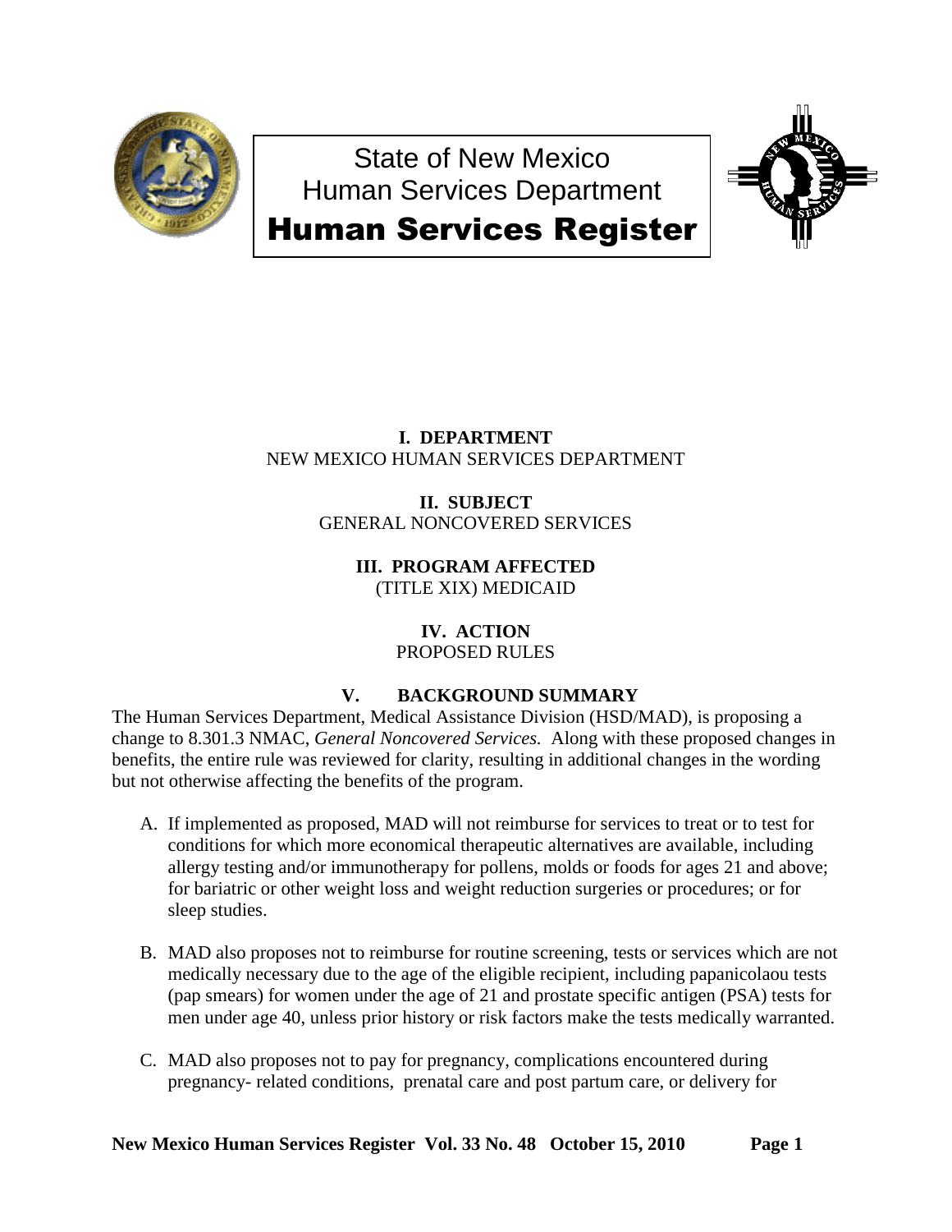State of New Mexico
Human Services Department
# Human Services Register

**I. DEPARTMENT**
NEW MEXICO HUMAN SERVICES DEPARTMENT

**II. SUBJECT**
GENERAL NONCOVERED SERVICES

**III. PROGRAM AFFECTED**
(TITLE XIX) MEDICAID

**IV. ACTION**
PROPOSED RULES

**V. BACKGROUND SUMMARY**

The Human Services Department, Medical Assistance Division (HSD/MAD), is proposing a change to 8.301.3 NMAC, *General Noncovered Services.* Along with these proposed changes in benefits, the entire rule was reviewed for clarity, resulting in additional changes in the wording but not otherwise affecting the benefits of the program.

A. If implemented as proposed, MAD will not reimburse for services to treat or to test for conditions for which more economical therapeutic alternatives are available, including allergy testing and/or immunotherapy for pollens, molds or foods for ages 21 and above; for bariatric or other weight loss and weight reduction surgeries or procedures; or for sleep studies.

B. MAD also proposes not to reimburse for routine screening, tests or services which are not medically necessary due to the age of the eligible recipient, including papanicolaou tests (pap smears) for women under the age of 21 and prostate specific antigen (PSA) tests for men under age 40, unless prior history or risk factors make the tests medically warranted.

C. MAD also proposes not to pay for pregnancy, complications encountered during pregnancy- related conditions, prenatal care and post partum care, or delivery for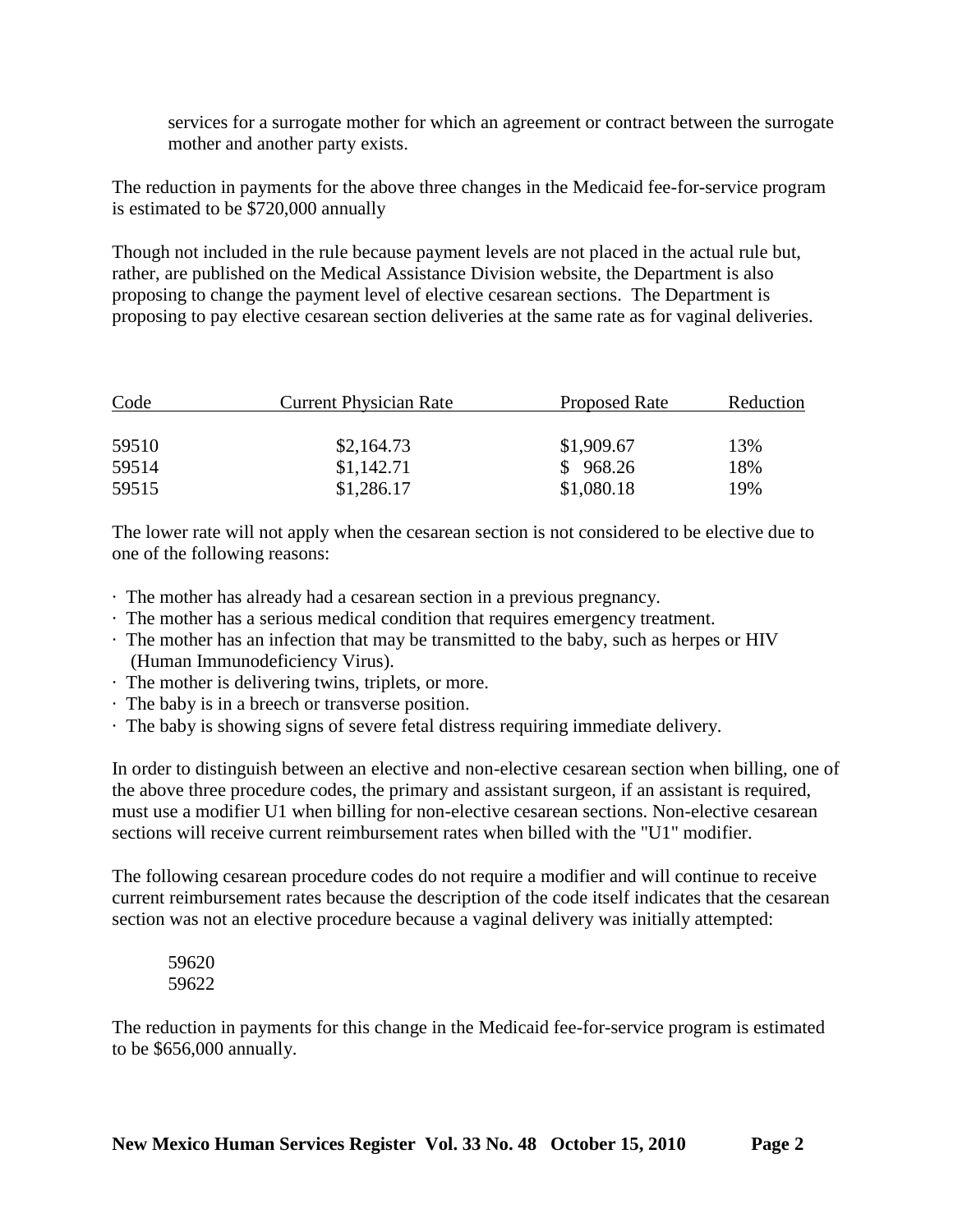services for a surrogate mother for which an agreement or contract between the surrogate mother and another party exists.

The reduction in payments for the above three changes in the Medicaid fee-for-service program is estimated to be $720,000 annually

Though not included in the rule because payment levels are not placed in the actual rule but, rather, are published on the Medical Assistance Division website, the Department is also proposing to change the payment level of elective cesarean sections. The Department is proposing to pay elective cesarean section deliveries at the same rate as for vaginal deliveries.

| Code | Current Physician Rate | Proposed Rate | Reduction |
|---|---|---|---|
| 59510 | $2,164.73 | $1,909.67 | 13% |
| 59514 | $1,142.71 | $ 968.26 | 18% |
| 59515 | $1,286.17 | $1,080.18 | 19% |

The lower rate will not apply when the cesarean section is not considered to be elective due to one of the following reasons:

- The mother has already had a cesarean section in a previous pregnancy.
- The mother has a serious medical condition that requires emergency treatment.
- The mother has an infection that may be transmitted to the baby, such as herpes or HIV (Human Immunodeficiency Virus).
- The mother is delivering twins, triplets, or more.
- The baby is in a breech or transverse position.
- The baby is showing signs of severe fetal distress requiring immediate delivery.

In order to distinguish between an elective and non-elective cesarean section when billing, one of the above three procedure codes, the primary and assistant surgeon, if an assistant is required, must use a modifier U1 when billing for non-elective cesarean sections. Non-elective cesarean sections will receive current reimbursement rates when billed with the "U1" modifier.

The following cesarean procedure codes do not require a modifier and will continue to receive current reimbursement rates because the description of the code itself indicates that the cesarean section was not an elective procedure because a vaginal delivery was initially attempted:

59620
59622

The reduction in payments for this change in the Medicaid fee-for-service program is estimated to be $656,000 annually.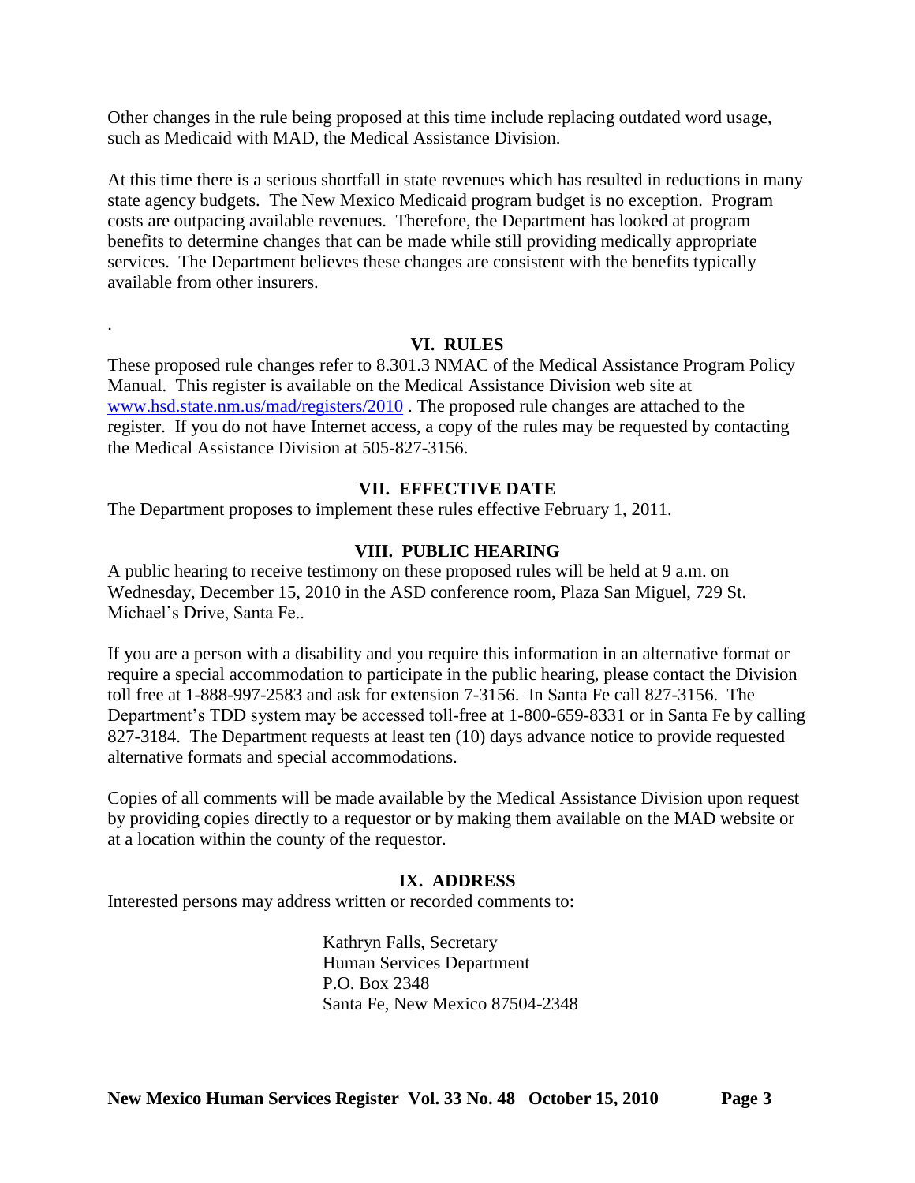Other changes in the rule being proposed at this time include replacing outdated word usage, such as Medicaid with MAD, the Medical Assistance Division.

At this time there is a serious shortfall in state revenues which has resulted in reductions in many state agency budgets. The New Mexico Medicaid program budget is no exception. Program costs are outpacing available revenues. Therefore, the Department has looked at program benefits to determine changes that can be made while still providing medically appropriate services. The Department believes these changes are consistent with the benefits typically available from other insurers.

.

## VI. RULES

These proposed rule changes refer to 8.301.3 NMAC of the Medical Assistance Program Policy Manual. This register is available on the Medical Assistance Division web site at www.hsd.state.nm.us/mad/registers/2010 . The proposed rule changes are attached to the register. If you do not have Internet access, a copy of the rules may be requested by contacting the Medical Assistance Division at 505-827-3156.

## VII. EFFECTIVE DATE

The Department proposes to implement these rules effective February 1, 2011.

## VIII. PUBLIC HEARING

A public hearing to receive testimony on these proposed rules will be held at 9 a.m. on Wednesday, December 15, 2010 in the ASD conference room, Plaza San Miguel, 729 St. Michael's Drive, Santa Fe..

If you are a person with a disability and you require this information in an alternative format or require a special accommodation to participate in the public hearing, please contact the Division toll free at 1-888-997-2583 and ask for extension 7-3156. In Santa Fe call 827-3156. The Department's TDD system may be accessed toll-free at 1-800-659-8331 or in Santa Fe by calling 827-3184. The Department requests at least ten (10) days advance notice to provide requested alternative formats and special accommodations.

Copies of all comments will be made available by the Medical Assistance Division upon request by providing copies directly to a requestor or by making them available on the MAD website or at a location within the county of the requestor.

## IX. ADDRESS

Interested persons may address written or recorded comments to:

Kathryn Falls, Secretary
Human Services Department
P.O. Box 2348
Santa Fe, New Mexico 87504-2348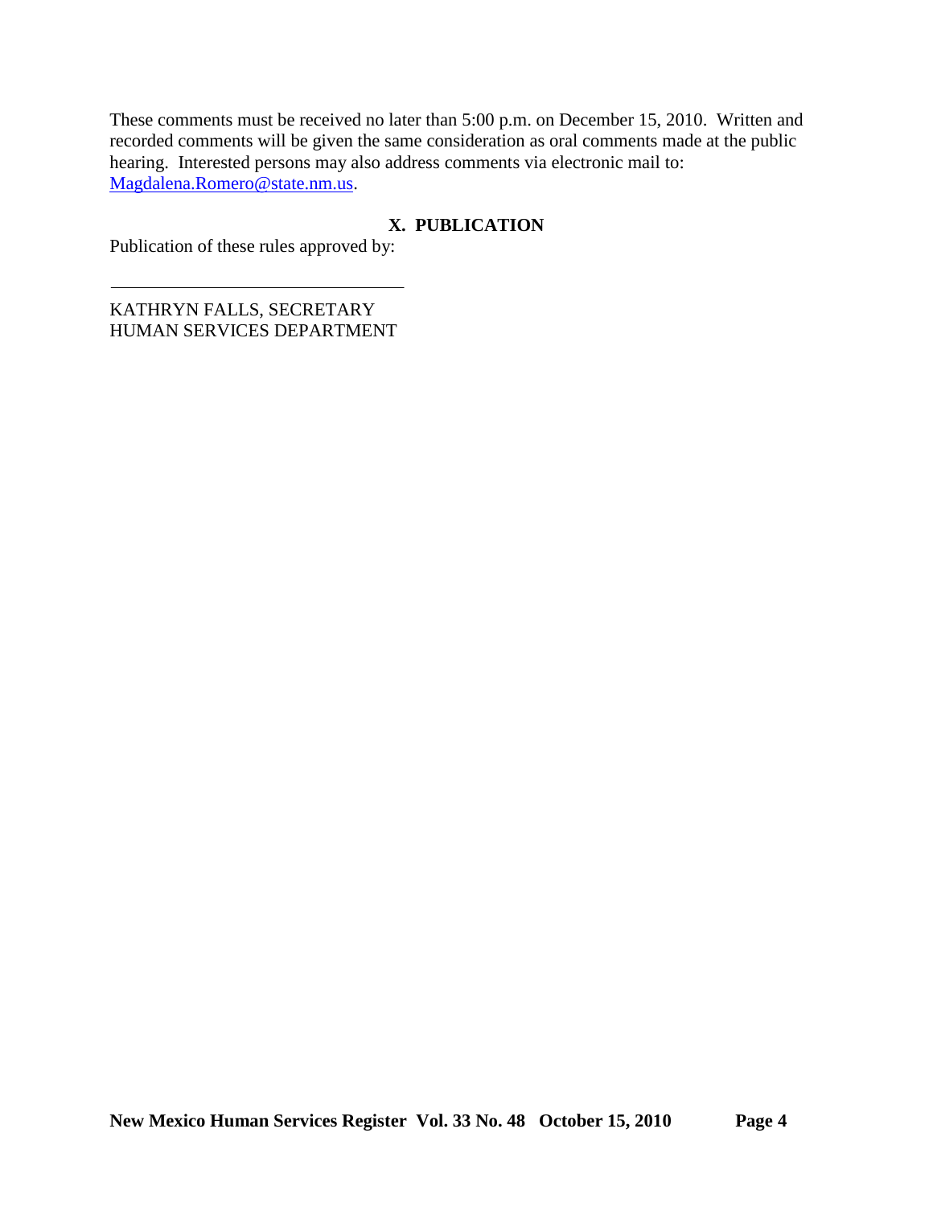These comments must be received no later than 5:00 p.m. on December 15, 2010. Written and recorded comments will be given the same consideration as oral comments made at the public hearing. Interested persons may also address comments via electronic mail to: Magdalena.Romero@state.nm.us.

## X. PUBLICATION

Publication of these rules approved by:

\_\_\_\_\_\_\_\_\_\_\_\_\_\_\_\_\_\_\_\_\_\_\_\_\_\_\_\_\_\_\_\_\_\_

KATHRYN FALLS, SECRETARY
HUMAN SERVICES DEPARTMENT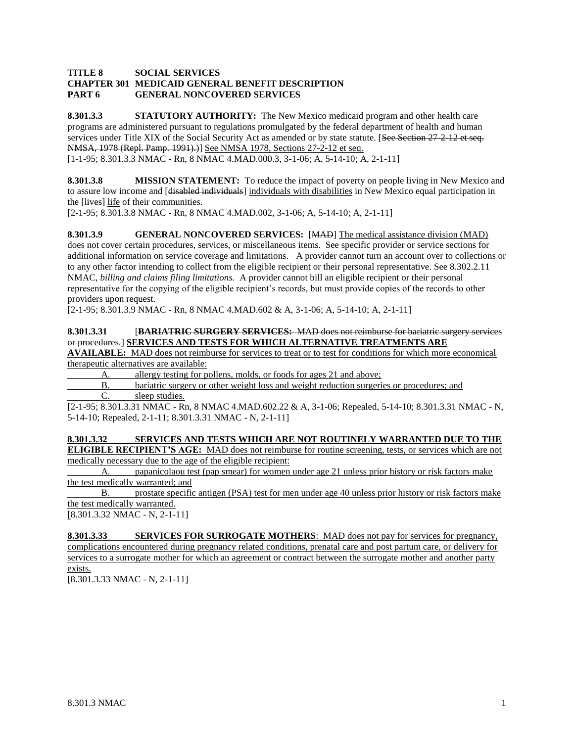**TITLE 8 SOCIAL SERVICES**
**CHAPTER 301 MEDICAID GENERAL BENEFIT DESCRIPTION**
**PART 6 GENERAL NONCOVERED SERVICES**

**8.301.3.3 STATUTORY AUTHORITY:** The New Mexico medicaid program and other health care programs are administered pursuant to regulations promulgated by the federal department of health and human services under Title XIX of the Social Security Act as amended or by state statute. [~~See Section 27-2-12 et seq. NMSA, 1978 (Repl. Pamp. 1991).~~] See NMSA 1978, Sections 27-2-12 et seq.
[1-1-95; 8.301.3.3 NMAC - Rn, 8 NMAC 4.MAD.000.3, 3-1-06; A, 5-14-10; A, 2-1-11]

**8.301.3.8 MISSION STATEMENT:** To reduce the impact of poverty on people living in New Mexico and to assure low income and [~~disabled individuals~~] individuals with disabilities in New Mexico equal participation in the [~~lives~~] life of their communities.
[2-1-95; 8.301.3.8 NMAC - Rn, 8 NMAC 4.MAD.002, 3-1-06; A, 5-14-10; A, 2-1-11]

**8.301.3.9 GENERAL NONCOVERED SERVICES:** [~~MAD~~] The medical assistance division (MAD) does not cover certain procedures, services, or miscellaneous items. See specific provider or service sections for additional information on service coverage and limitations. A provider cannot turn an account over to collections or to any other factor intending to collect from the eligible recipient or their personal representative. See 8.302.2.11 NMAC, *billing and claims filing limitations.* A provider cannot bill an eligible recipient or their personal representative for the copying of the eligible recipient's records, but must provide copies of the records to other providers upon request.
[2-1-95; 8.301.3.9 NMAC - Rn, 8 NMAC 4.MAD.602 & A, 3-1-06; A, 5-14-10; A, 2-1-11]

**8.301.3.31** [~~**BARIATRIC SURGERY SERVICES:** MAD does not reimburse for bariatric surgery services or procedures.~~] **SERVICES AND TESTS FOR WHICH ALTERNATIVE TREATMENTS ARE AVAILABLE:** MAD does not reimburse for services to treat or to test for conditions for which more economical therapeutic alternatives are available:

A. allergy testing for pollens, molds, or foods for ages 21 and above;
B. bariatric surgery or other weight loss and weight reduction surgeries or procedures; and
C. sleep studies.

[2-1-95; 8.301.3.31 NMAC - Rn, 8 NMAC 4.MAD.602.22 & A, 3-1-06; Repealed, 5-14-10; 8.301.3.31 NMAC - N, 5-14-10; Repealed, 2-1-11; 8.301.3.31 NMAC - N, 2-1-11]

**8.301.3.32 SERVICES AND TESTS WHICH ARE NOT ROUTINELY WARRANTED DUE TO THE ELIGIBLE RECIPIENT'S AGE:** MAD does not reimburse for routine screening, tests, or services which are not medically necessary due to the age of the eligible recipient:

A. papanicolaou test (pap smear) for women under age 21 unless prior history or risk factors make the test medically warranted; and
B. prostate specific antigen (PSA) test for men under age 40 unless prior history or risk factors make the test medically warranted.

[8.301.3.32 NMAC - N, 2-1-11]

**8.301.3.33 SERVICES FOR SURROGATE MOTHERS**: MAD does not pay for services for pregnancy, complications encountered during pregnancy related conditions, prenatal care and post partum care, or delivery for services to a surrogate mother for which an agreement or contract between the surrogate mother and another party exists.
[8.301.3.33 NMAC - N, 2-1-11]